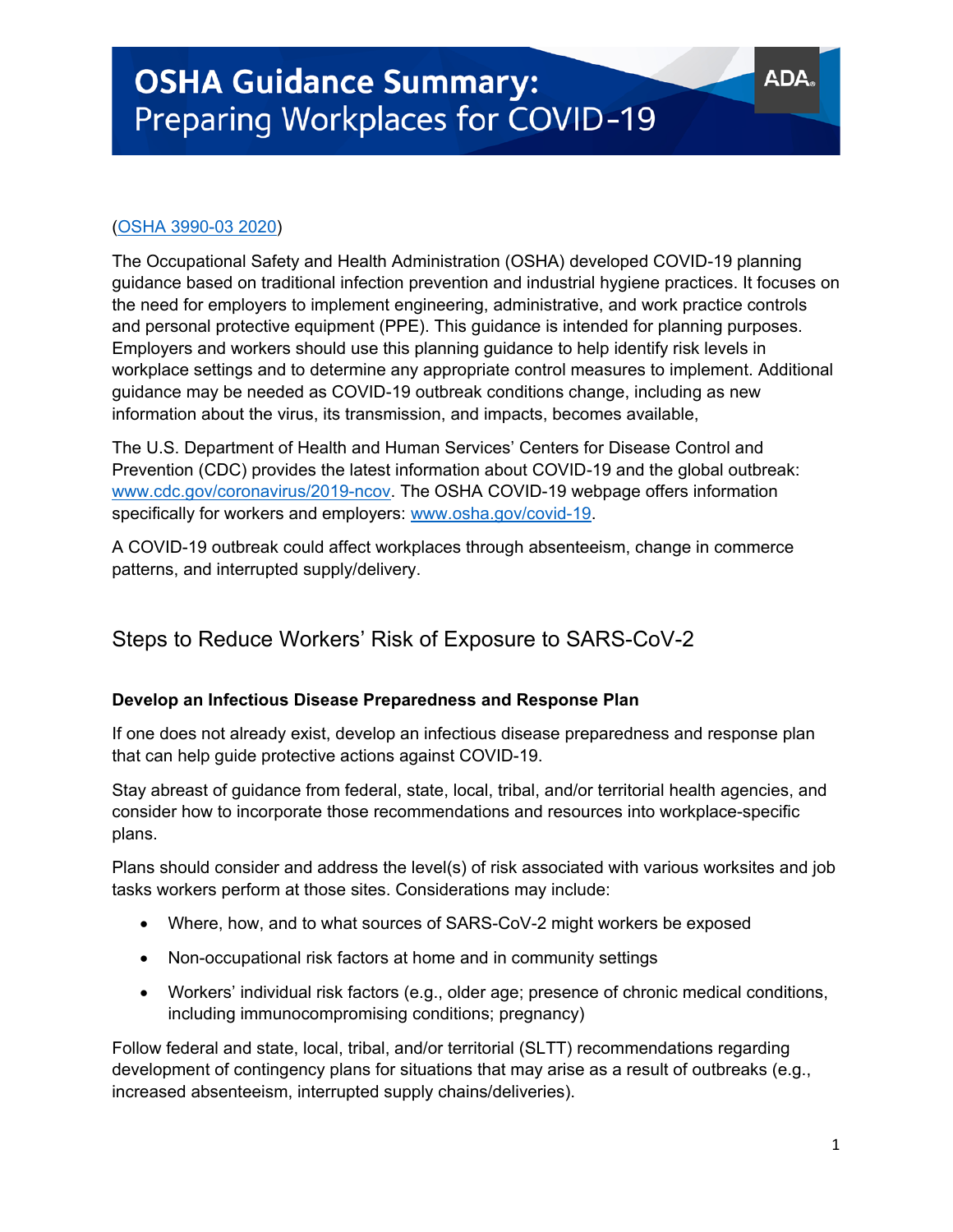# OSHA Guidance Summary: Preparing Workplaces for COVID-19

(OSHA 3990-03 2020)

The Occupational Safety and Health Administration (OSHA) developed COVID-19 planning guidance based on traditional infection prevention and industrial hygiene practices. It focuses on the need for employers to implement engineering, administrative, and work practice controls and personal protective equipment (PPE). This guidance is intended for planning purposes. Employers and workers should use this planning guidance to help identify risk levels in workplace settings and to determine any appropriate control measures to implement. Additional guidance may be needed as COVID-19 outbreak conditions change, including as new information about the virus, its transmission, and impacts, becomes available,

The U.S. Department of Health and Human Services' Centers for Disease Control and Prevention (CDC) provides the latest information about COVID-19 and the global outbreak: www.cdc.gov/coronavirus/2019-ncov. The OSHA COVID-19 webpage offers information specifically for workers and employers: www.osha.gov/covid-19.

A COVID-19 outbreak could affect workplaces through absenteeism, change in commerce patterns, and interrupted supply/delivery.

## Steps to Reduce Workers' Risk of Exposure to SARS-CoV-2

### Develop an Infectious Disease Preparedness and Response Plan

If one does not already exist, develop an infectious disease preparedness and response plan that can help guide protective actions against COVID-19.

Stay abreast of guidance from federal, state, local, tribal, and/or territorial health agencies, and consider how to incorporate those recommendations and resources into workplace-specific plans.

Plans should consider and address the level(s) of risk associated with various worksites and job tasks workers perform at those sites. Considerations may include:

- Where, how, and to what sources of SARS-CoV-2 might workers be exposed
- Non-occupational risk factors at home and in community settings
- Workers' individual risk factors (e.g., older age; presence of chronic medical conditions, including immunocompromising conditions; pregnancy)

Follow federal and state, local, tribal, and/or territorial (SLTT) recommendations regarding development of contingency plans for situations that may arise as a result of outbreaks (e.g., increased absenteeism, interrupted supply chains/deliveries).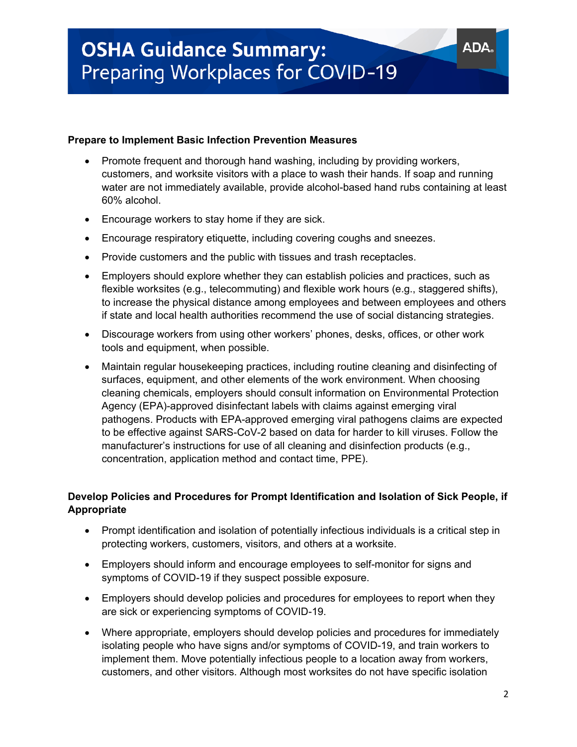### Prepare to Implement Basic Infection Prevention Measures

- Promote frequent and thorough hand washing, including by providing workers, customers, and worksite visitors with a place to wash their hands. If soap and running water are not immediately available, provide alcohol-based hand rubs containing at least 60% alcohol.
- Encourage workers to stay home if they are sick.
- Encourage respiratory etiquette, including covering coughs and sneezes.
- Provide customers and the public with tissues and trash receptacles.
- Employers should explore whether they can establish policies and practices, such as flexible worksites (e.g., telecommuting) and flexible work hours (e.g., staggered shifts), to increase the physical distance among employees and between employees and others if state and local health authorities recommend the use of social distancing strategies.
- Discourage workers from using other workers' phones, desks, offices, or other work tools and equipment, when possible.
- Maintain regular housekeeping practices, including routine cleaning and disinfecting of surfaces, equipment, and other elements of the work environment. When choosing cleaning chemicals, employers should consult information on Environmental Protection Agency (EPA)-approved disinfectant labels with claims against emerging viral pathogens. Products with EPA-approved emerging viral pathogens claims are expected to be effective against SARS-CoV-2 based on data for harder to kill viruses. Follow the manufacturer's instructions for use of all cleaning and disinfection products (e.g., concentration, application method and contact time, PPE).

### Develop Policies and Procedures for Prompt Identification and Isolation of Sick People, if Appropriate

- Prompt identification and isolation of potentially infectious individuals is a critical step in protecting workers, customers, visitors, and others at a worksite.
- Employers should inform and encourage employees to self-monitor for signs and symptoms of COVID-19 if they suspect possible exposure.
- Employers should develop policies and procedures for employees to report when they are sick or experiencing symptoms of COVID-19.
- Where appropriate, employers should develop policies and procedures for immediately isolating people who have signs and/or symptoms of COVID-19, and train workers to implement them. Move potentially infectious people to a location away from workers, customers, and other visitors. Although most worksites do not have specific isolation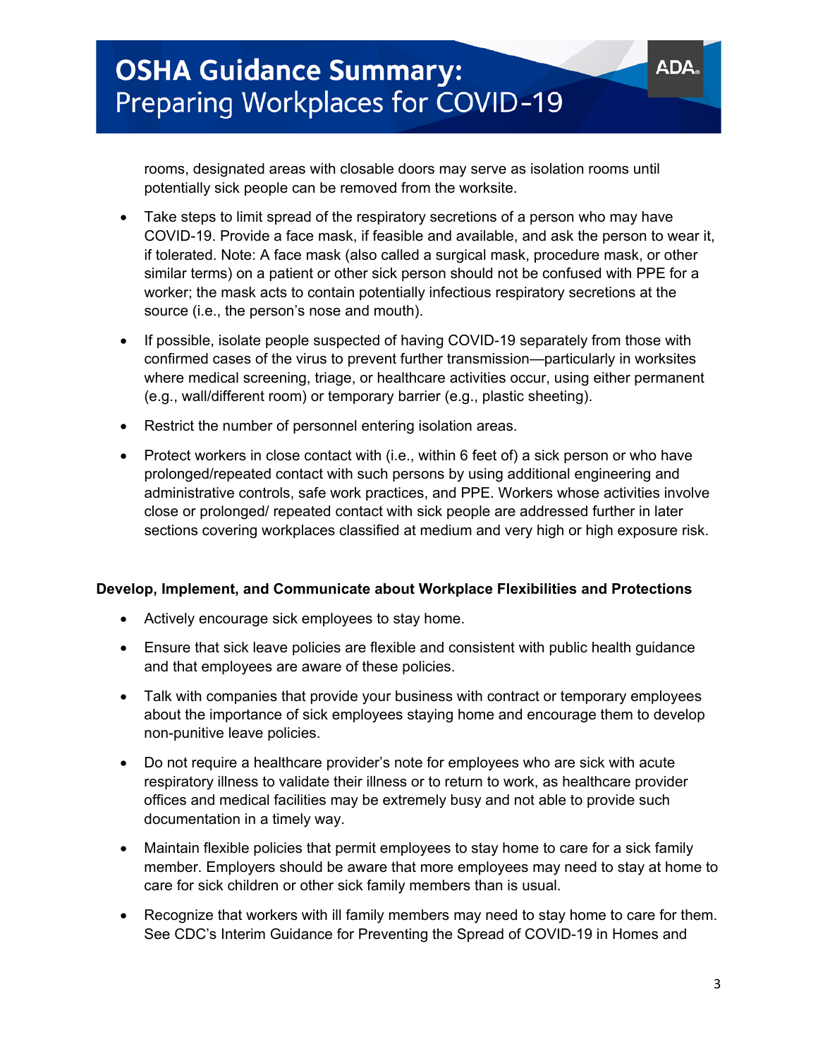rooms, designated areas with closable doors may serve as isolation rooms until potentially sick people can be removed from the worksite.

- Take steps to limit spread of the respiratory secretions of a person who may have COVID-19. Provide a face mask, if feasible and available, and ask the person to wear it, if tolerated. Note: A face mask (also called a surgical mask, procedure mask, or other similar terms) on a patient or other sick person should not be confused with PPE for a worker; the mask acts to contain potentially infectious respiratory secretions at the source (i.e., the person's nose and mouth).
- If possible, isolate people suspected of having COVID-19 separately from those with confirmed cases of the virus to prevent further transmission—particularly in worksites where medical screening, triage, or healthcare activities occur, using either permanent (e.g., wall/different room) or temporary barrier (e.g., plastic sheeting).
- Restrict the number of personnel entering isolation areas.
- Protect workers in close contact with (i.e., within 6 feet of) a sick person or who have prolonged/repeated contact with such persons by using additional engineering and administrative controls, safe work practices, and PPE. Workers whose activities involve close or prolonged/ repeated contact with sick people are addressed further in later sections covering workplaces classified at medium and very high or high exposure risk.

**Develop, Implement, and Communicate about Workplace Flexibilities and Protections**

- Actively encourage sick employees to stay home.
- Ensure that sick leave policies are flexible and consistent with public health guidance and that employees are aware of these policies.
- Talk with companies that provide your business with contract or temporary employees about the importance of sick employees staying home and encourage them to develop non-punitive leave policies.
- Do not require a healthcare provider's note for employees who are sick with acute respiratory illness to validate their illness or to return to work, as healthcare provider offices and medical facilities may be extremely busy and not able to provide such documentation in a timely way.
- Maintain flexible policies that permit employees to stay home to care for a sick family member. Employers should be aware that more employees may need to stay at home to care for sick children or other sick family members than is usual.
- Recognize that workers with ill family members may need to stay home to care for them. See CDC's Interim Guidance for Preventing the Spread of COVID-19 in Homes and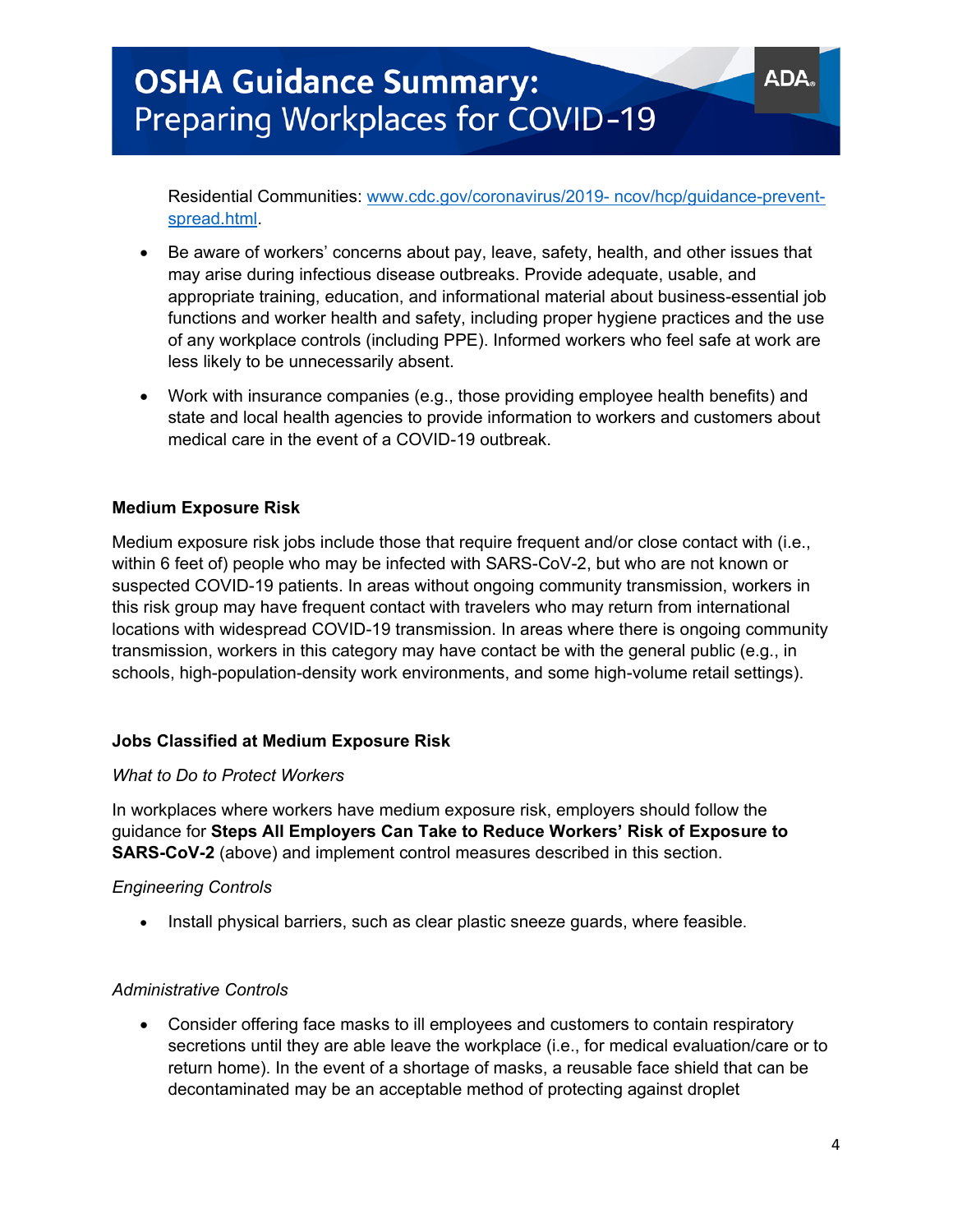Residential Communities: [www.cdc.gov/coronavirus/2019- ncov/hcp/guidance-prevent-spread.html](www.cdc.gov/coronavirus/2019-ncov/hcp/guidance-prevent-spread.html).

- Be aware of workers' concerns about pay, leave, safety, health, and other issues that may arise during infectious disease outbreaks. Provide adequate, usable, and appropriate training, education, and informational material about business-essential job functions and worker health and safety, including proper hygiene practices and the use of any workplace controls (including PPE). Informed workers who feel safe at work are less likely to be unnecessarily absent.
- Work with insurance companies (e.g., those providing employee health benefits) and state and local health agencies to provide information to workers and customers about medical care in the event of a COVID-19 outbreak.

**Medium Exposure Risk**

Medium exposure risk jobs include those that require frequent and/or close contact with (i.e., within 6 feet of) people who may be infected with SARS-CoV-2, but who are not known or suspected COVID-19 patients. In areas without ongoing community transmission, workers in this risk group may have frequent contact with travelers who may return from international locations with widespread COVID-19 transmission. In areas where there is ongoing community transmission, workers in this category may have contact be with the general public (e.g., in schools, high-population-density work environments, and some high-volume retail settings).

**Jobs Classified at Medium Exposure Risk**

*What to Do to Protect Workers*

In workplaces where workers have medium exposure risk, employers should follow the guidance for **Steps All Employers Can Take to Reduce Workers' Risk of Exposure to SARS-CoV-2** (above) and implement control measures described in this section.

*Engineering Controls*

- Install physical barriers, such as clear plastic sneeze guards, where feasible.

*Administrative Controls*

- Consider offering face masks to ill employees and customers to contain respiratory secretions until they are able leave the workplace (i.e., for medical evaluation/care or to return home). In the event of a shortage of masks, a reusable face shield that can be decontaminated may be an acceptable method of protecting against droplet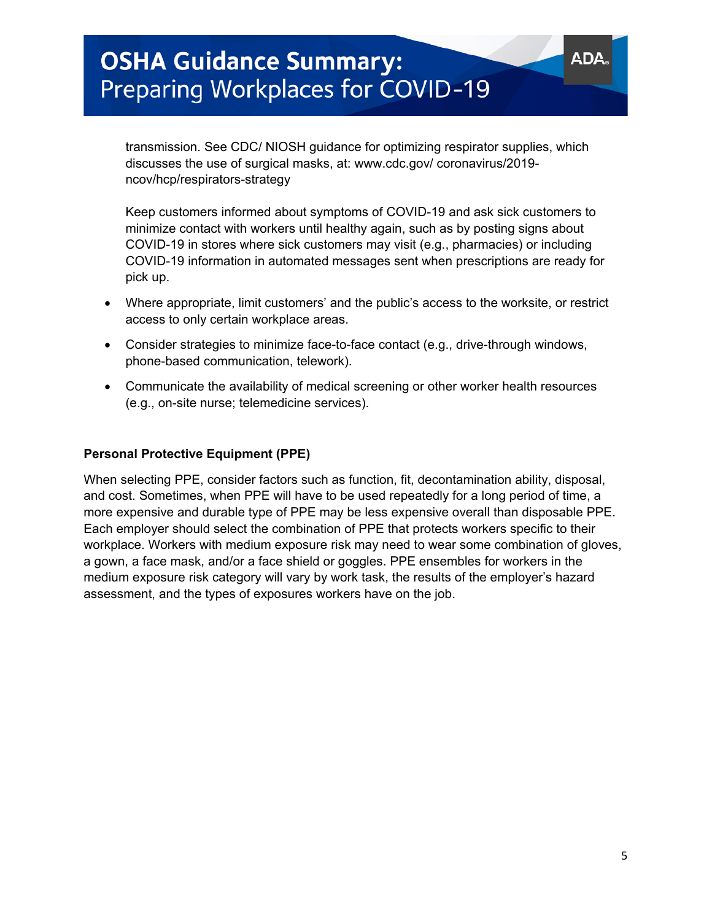transmission. See CDC/ NIOSH guidance for optimizing respirator supplies, which discusses the use of surgical masks, at: www.cdc.gov/ coronavirus/2019-ncov/hcp/respirators-strategy

Keep customers informed about symptoms of COVID-19 and ask sick customers to minimize contact with workers until healthy again, such as by posting signs about COVID-19 in stores where sick customers may visit (e.g., pharmacies) or including COVID-19 information in automated messages sent when prescriptions are ready for pick up.

- Where appropriate, limit customers' and the public's access to the worksite, or restrict access to only certain workplace areas.
- Consider strategies to minimize face-to-face contact (e.g., drive-through windows, phone-based communication, telework).
- Communicate the availability of medical screening or other worker health resources (e.g., on-site nurse; telemedicine services).

**Personal Protective Equipment (PPE)**

When selecting PPE, consider factors such as function, fit, decontamination ability, disposal, and cost. Sometimes, when PPE will have to be used repeatedly for a long period of time, a more expensive and durable type of PPE may be less expensive overall than disposable PPE. Each employer should select the combination of PPE that protects workers specific to their workplace. Workers with medium exposure risk may need to wear some combination of gloves, a gown, a face mask, and/or a face shield or goggles. PPE ensembles for workers in the medium exposure risk category will vary by work task, the results of the employer's hazard assessment, and the types of exposures workers have on the job.